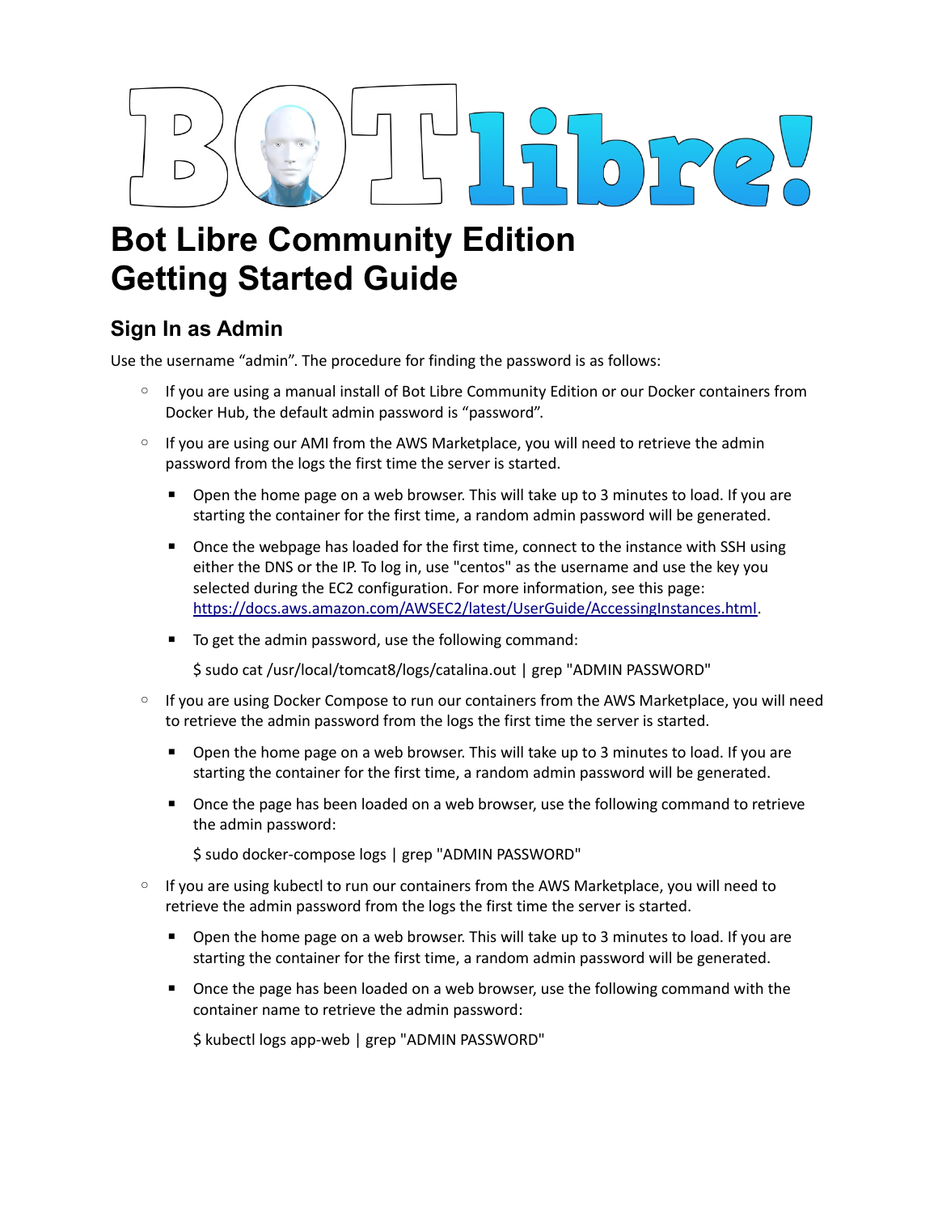# Bot Libre Community Edition Getting Started Guide

## Sign In as Admin

Use the username "admin". The procedure for finding the password is as follows:

- If you are using a manual install of Bot Libre Community Edition or our Docker containers from Docker Hub, the default admin password is "password".
- If you are using our AMI from the AWS Marketplace, you will need to retrieve the admin password from the logs the first time the server is started.
  - Open the home page on a web browser. This will take up to 3 minutes to load. If you are starting the container for the first time, a random admin password will be generated.
  - Once the webpage has loaded for the first time, connect to the instance with SSH using either the DNS or the IP. To log in, use "centos" as the username and use the key you selected during the EC2 configuration. For more information, see this page: [https://docs.aws.amazon.com/AWSEC2/latest/UserGuide/AccessingInstances.html](https://docs.aws.amazon.com/AWSEC2/latest/UserGuide/AccessingInstances.html).
  - To get the admin password, use the following command:

    $ sudo cat /usr/local/tomcat8/logs/catalina.out | grep "ADMIN PASSWORD"
- If you are using Docker Compose to run our containers from the AWS Marketplace, you will need to retrieve the admin password from the logs the first time the server is started.
  - Open the home page on a web browser. This will take up to 3 minutes to load. If you are starting the container for the first time, a random admin password will be generated.
  - Once the page has been loaded on a web browser, use the following command to retrieve the admin password:

    $ sudo docker-compose logs | grep "ADMIN PASSWORD"
- If you are using kubectl to run our containers from the AWS Marketplace, you will need to retrieve the admin password from the logs the first time the server is started.
  - Open the home page on a web browser. This will take up to 3 minutes to load. If you are starting the container for the first time, a random admin password will be generated.
  - Once the page has been loaded on a web browser, use the following command with the container name to retrieve the admin password:

    $ kubectl logs app-web | grep "ADMIN PASSWORD"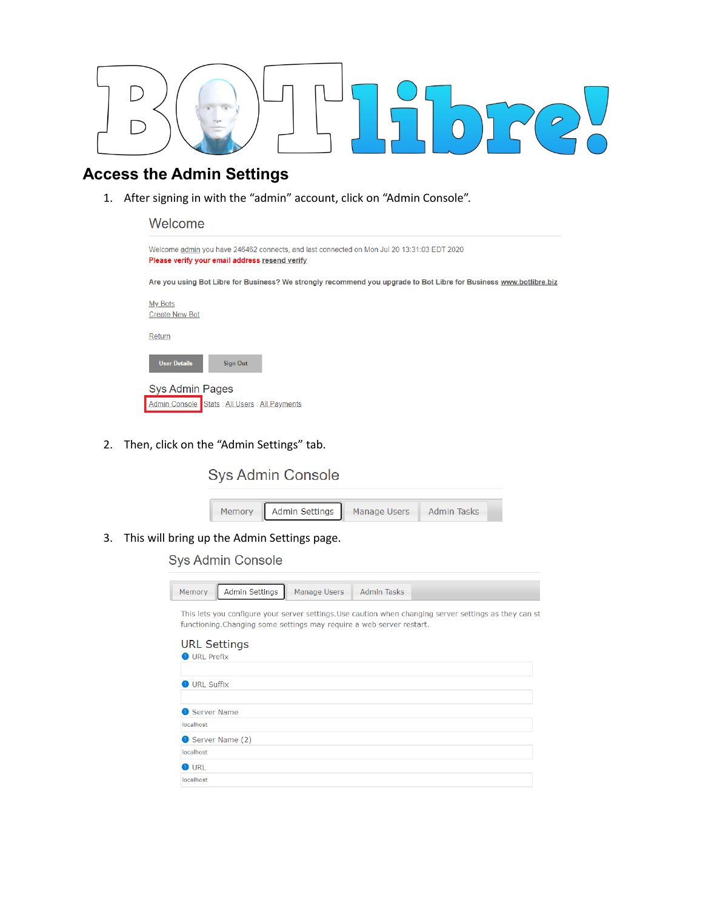## Access the Admin Settings

1. After signing in with the "admin" account, click on "Admin Console".

   Welcome

   Welcome admin you have 246462 connects, and last connected on Mon Jul 20 13:31:03 EDT 2020
   **Please verify your email address resend verify**

   **Are you using Bot Libre for Business? We strongly recommend you upgrade to Bot Libre for Business www.botlibre.biz**

   My Bots
   Create New Bot

   Return

   User Details | Sign Out

   Sys Admin Pages
   Admin Console : Stats : All Users : All Payments

2. Then, click on the "Admin Settings" tab.

   Sys Admin Console

   Memory | Admin Settings | Manage Users | Admin Tasks

3. This will bring up the Admin Settings page.

   Sys Admin Console

   Memory | Admin Settings | Manage Users | Admin Tasks

   This lets you configure your server settings.Use caution when changing server settings as they can st functioning.Changing some settings may require a web server restart.

   URL Settings

   URL Prefix

   URL Suffix

   Server Name
   localhost

   Server Name (2)
   localhost

   URL
   localhost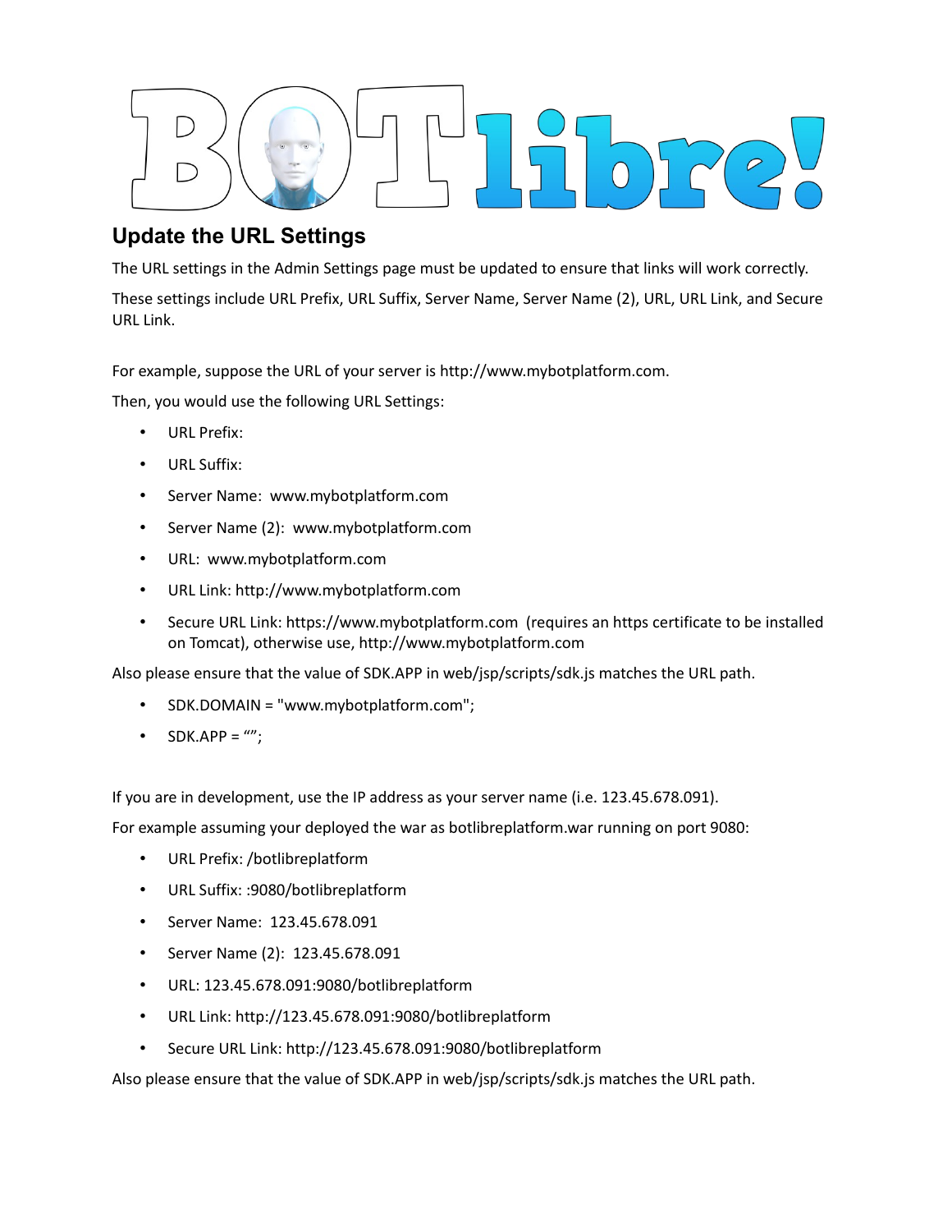## Update the URL Settings

The URL settings in the Admin Settings page must be updated to ensure that links will work correctly.

These settings include URL Prefix, URL Suffix, Server Name, Server Name (2), URL, URL Link, and Secure URL Link.

For example, suppose the URL of your server is http://www.mybotplatform.com.

Then, you would use the following URL Settings:

- URL Prefix:
- URL Suffix:
- Server Name: www.mybotplatform.com
- Server Name (2): www.mybotplatform.com
- URL: www.mybotplatform.com
- URL Link: http://www.mybotplatform.com
- Secure URL Link: https://www.mybotplatform.com (requires an https certificate to be installed on Tomcat), otherwise use, http://www.mybotplatform.com

Also please ensure that the value of SDK.APP in web/jsp/scripts/sdk.js matches the URL path.

- SDK.DOMAIN = "www.mybotplatform.com";
- SDK.APP = “”;

If you are in development, use the IP address as your server name (i.e. 123.45.678.091).

For example assuming your deployed the war as botlibreplatform.war running on port 9080:

- URL Prefix: /botlibreplatform
- URL Suffix: :9080/botlibreplatform
- Server Name: 123.45.678.091
- Server Name (2): 123.45.678.091
- URL: 123.45.678.091:9080/botlibreplatform
- URL Link: http://123.45.678.091:9080/botlibreplatform
- Secure URL Link: http://123.45.678.091:9080/botlibreplatform

Also please ensure that the value of SDK.APP in web/jsp/scripts/sdk.js matches the URL path.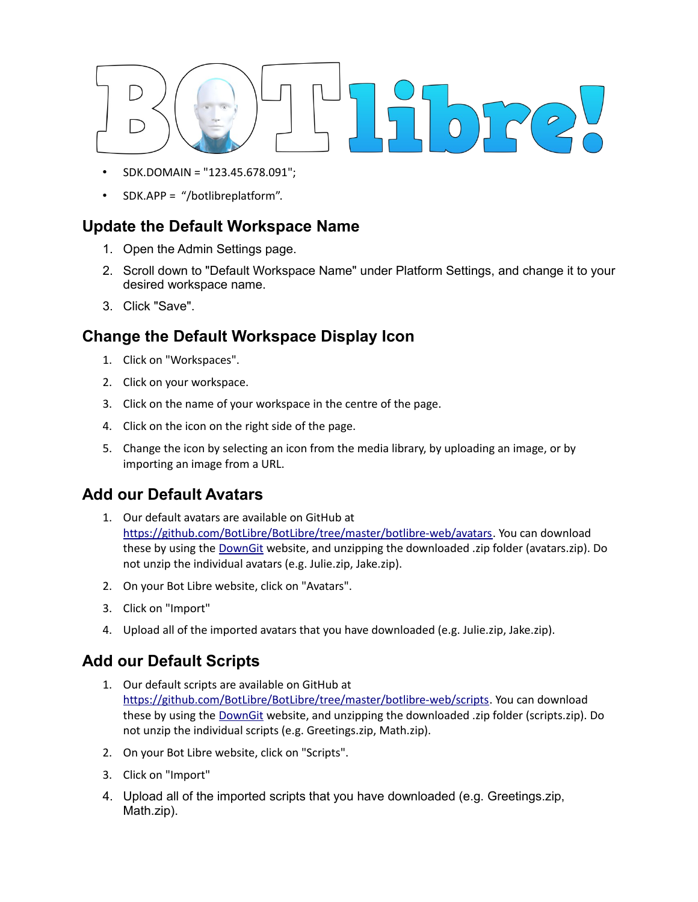- SDK.DOMAIN = "123.45.678.091";
- SDK.APP = "/botlibreplatform".

## Update the Default Workspace Name

1. Open the Admin Settings page.
2. Scroll down to "Default Workspace Name" under Platform Settings, and change it to your desired workspace name.
3. Click "Save".

## Change the Default Workspace Display Icon

1. Click on "Workspaces".
2. Click on your workspace.
3. Click on the name of your workspace in the centre of the page.
4. Click on the icon on the right side of the page.
5. Change the icon by selecting an icon from the media library, by uploading an image, or by importing an image from a URL.

## Add our Default Avatars

1. Our default avatars are available on GitHub at [https://github.com/BotLibre/BotLibre/tree/master/botlibre-web/avatars](https://github.com/BotLibre/BotLibre/tree/master/botlibre-web/avatars). You can download these by using the DownGit website, and unzipping the downloaded .zip folder (avatars.zip). Do not unzip the individual avatars (e.g. Julie.zip, Jake.zip).
2. On your Bot Libre website, click on "Avatars".
3. Click on "Import"
4. Upload all of the imported avatars that you have downloaded (e.g. Julie.zip, Jake.zip).

## Add our Default Scripts

1. Our default scripts are available on GitHub at [https://github.com/BotLibre/BotLibre/tree/master/botlibre-web/scripts](https://github.com/BotLibre/BotLibre/tree/master/botlibre-web/scripts). You can download these by using the DownGit website, and unzipping the downloaded .zip folder (scripts.zip). Do not unzip the individual scripts (e.g. Greetings.zip, Math.zip).
2. On your Bot Libre website, click on "Scripts".
3. Click on "Import"
4. Upload all of the imported scripts that you have downloaded (e.g. Greetings.zip, Math.zip).